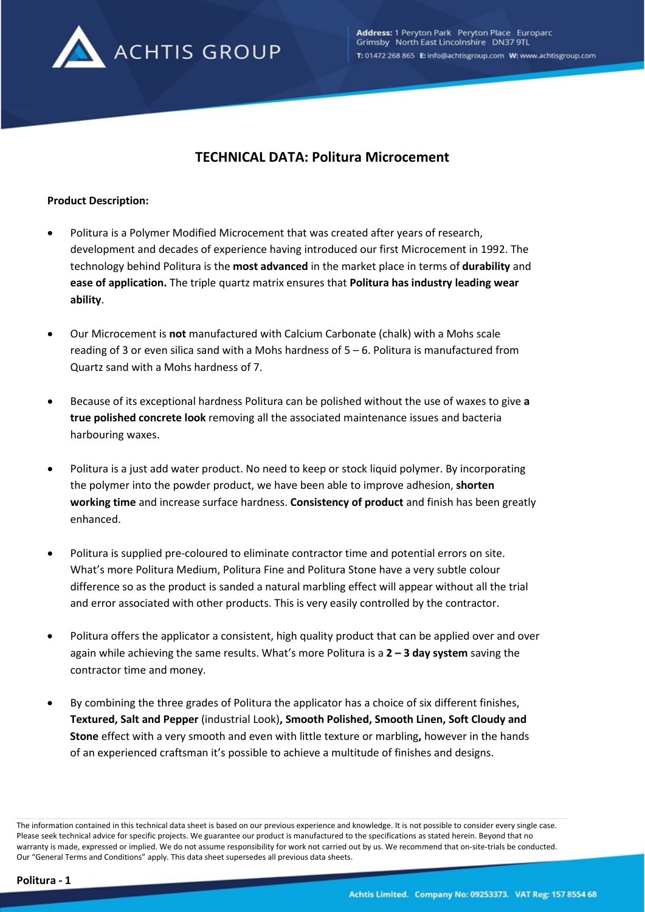# TECHNICAL DATA: Politura Microcement

**Product Description:**

- Politura is a Polymer Modified Microcement that was created after years of research, development and decades of experience having introduced our first Microcement in 1992. The technology behind Politura is the **most advanced** in the market place in terms of **durability** and **ease of application.** The triple quartz matrix ensures that **Politura has industry leading wear ability**.

- Our Microcement is **not** manufactured with Calcium Carbonate (chalk) with a Mohs scale reading of 3 or even silica sand with a Mohs hardness of 5 – 6. Politura is manufactured from Quartz sand with a Mohs hardness of 7.

- Because of its exceptional hardness Politura can be polished without the use of waxes to give **a true polished concrete look** removing all the associated maintenance issues and bacteria harbouring waxes.

- Politura is a just add water product. No need to keep or stock liquid polymer. By incorporating the polymer into the powder product, we have been able to improve adhesion, **shorten working time** and increase surface hardness. **Consistency of product** and finish has been greatly enhanced.

- Politura is supplied pre-coloured to eliminate contractor time and potential errors on site. What's more Politura Medium, Politura Fine and Politura Stone have a very subtle colour difference so as the product is sanded a natural marbling effect will appear without all the trial and error associated with other products. This is very easily controlled by the contractor.

- Politura offers the applicator a consistent, high quality product that can be applied over and over again while achieving the same results. What's more Politura is a **2 – 3 day system** saving the contractor time and money.

- By combining the three grades of Politura the applicator has a choice of six different finishes, **Textured, Salt and Pepper** (industrial Look)**, Smooth Polished, Smooth Linen, Soft Cloudy and Stone** effect with a very smooth and even with little texture or marbling**,** however in the hands of an experienced craftsman it's possible to achieve a multitude of finishes and designs.

The information contained in this technical data sheet is based on our previous experience and knowledge. It is not possible to consider every single case. Please seek technical advice for specific projects. We guarantee our product is manufactured to the specifications as stated herein. Beyond that no warranty is made, expressed or implied. We do not assume responsibility for work not carried out by us. We recommend that on-site-trials be conducted. Our "General Terms and Conditions" apply. This data sheet supersedes all previous data sheets.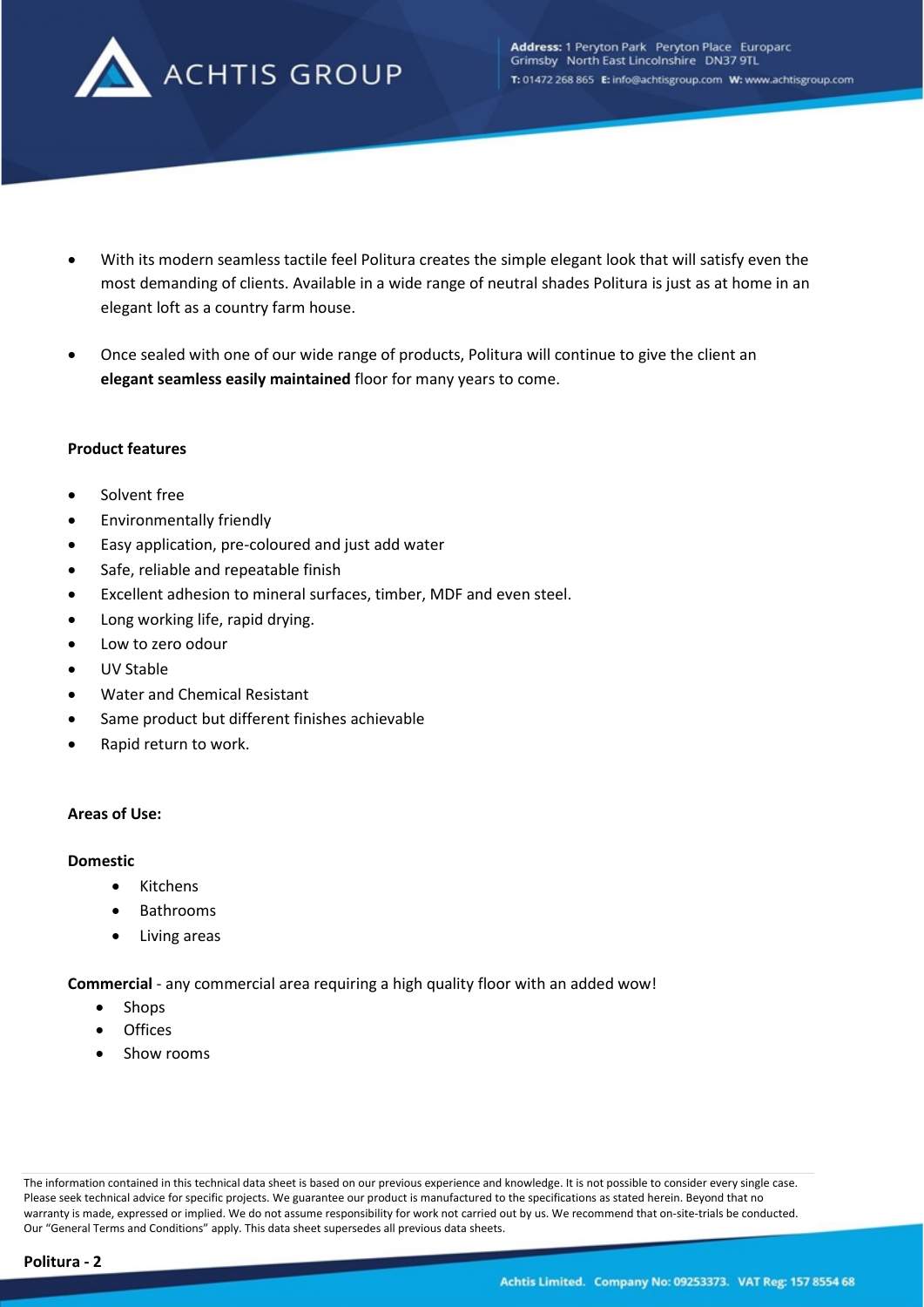- With its modern seamless tactile feel Politura creates the simple elegant look that will satisfy even the most demanding of clients. Available in a wide range of neutral shades Politura is just as at home in an elegant loft as a country farm house.

- Once sealed with one of our wide range of products, Politura will continue to give the client an **elegant seamless easily maintained** floor for many years to come.

**Product features**

- Solvent free
- Environmentally friendly
- Easy application, pre-coloured and just add water
- Safe, reliable and repeatable finish
- Excellent adhesion to mineral surfaces, timber, MDF and even steel.
- Long working life, rapid drying.
- Low to zero odour
- UV Stable
- Water and Chemical Resistant
- Same product but different finishes achievable
- Rapid return to work.

**Areas of Use:**

**Domestic**

- Kitchens
- Bathrooms
- Living areas

**Commercial** - any commercial area requiring a high quality floor with an added wow!

- Shops
- Offices
- Show rooms

The information contained in this technical data sheet is based on our previous experience and knowledge. It is not possible to consider every single case. Please seek technical advice for specific projects. We guarantee our product is manufactured to the specifications as stated herein. Beyond that no warranty is made, expressed or implied. We do not assume responsibility for work not carried out by us. We recommend that on-site-trials be conducted. Our "General Terms and Conditions" apply. This data sheet supersedes all previous data sheets.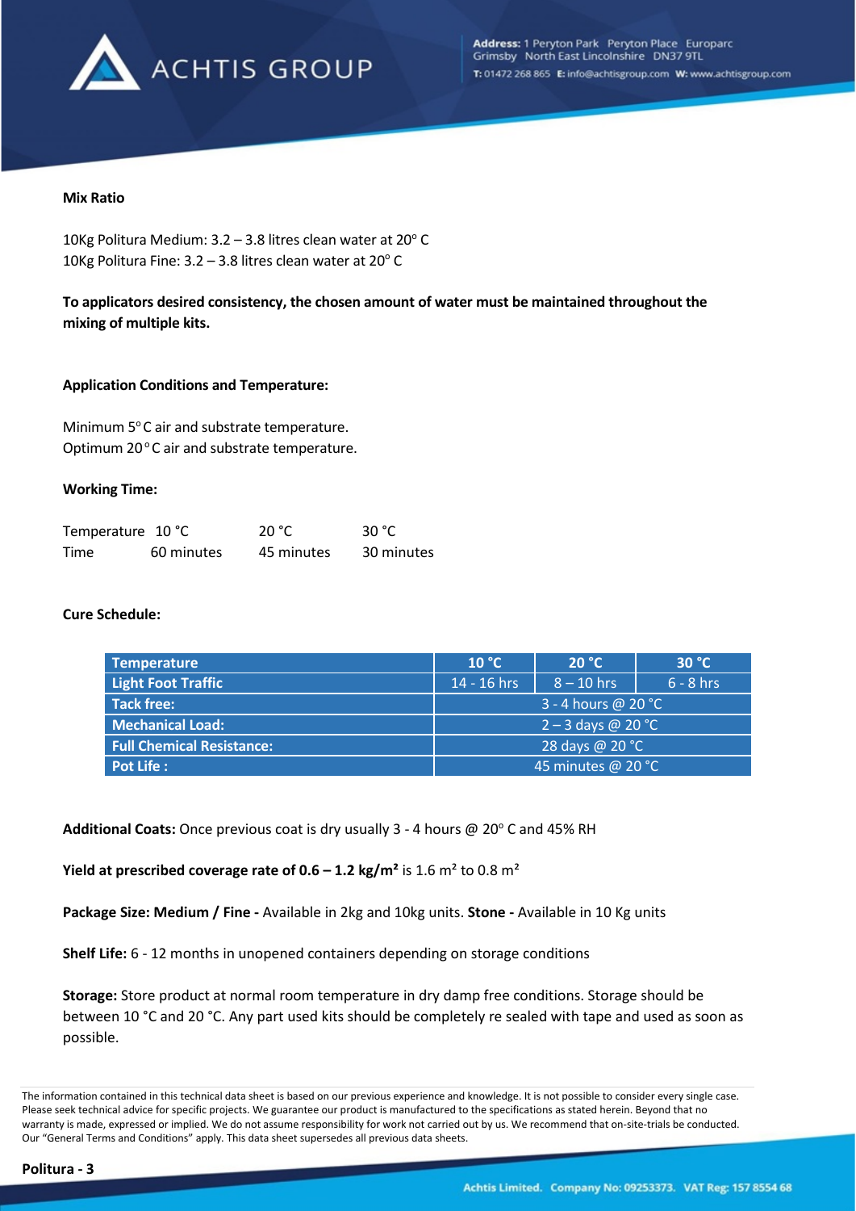**Mix Ratio**

10Kg Politura Medium: 3.2 – 3.8 litres clean water at 20° C
10Kg Politura Fine: 3.2 – 3.8 litres clean water at 20° C

**To applicators desired consistency, the chosen amount of water must be maintained throughout the mixing of multiple kits.**

**Application Conditions and Temperature:**

Minimum 5° C air and substrate temperature.
Optimum 20° C air and substrate temperature.

**Working Time:**

| Temperature | 10 °C | 20 °C | 30 °C |
|---|---|---|---|
| Time | 60 minutes | 45 minutes | 30 minutes |

**Cure Schedule:**

| Temperature | 10 °C | 20 °C | 30 °C |
|---|---|---|---|
| Light Foot Traffic | 14 - 16 hrs | 8 – 10 hrs | 6 - 8 hrs |
| Tack free: | 3 - 4 hours @ 20 °C | | |
| Mechanical Load: | 2 – 3 days @ 20 °C | | |
| Full Chemical Resistance: | 28 days @ 20 °C | | |
| Pot Life : | 45 minutes @ 20 °C | | |

**Additional Coats:** Once previous coat is dry usually 3 - 4 hours @ 20° C and 45% RH

**Yield at prescribed coverage rate of 0.6 – 1.2 kg/m²** is 1.6 m² to 0.8 m²

**Package Size: Medium / Fine -** Available in 2kg and 10kg units. **Stone -** Available in 10 Kg units

**Shelf Life:** 6 - 12 months in unopened containers depending on storage conditions

**Storage:** Store product at normal room temperature in dry damp free conditions. Storage should be between 10 °C and 20 °C. Any part used kits should be completely re sealed with tape and used as soon as possible.

The information contained in this technical data sheet is based on our previous experience and knowledge. It is not possible to consider every single case. Please seek technical advice for specific projects. We guarantee our product is manufactured to the specifications as stated herein. Beyond that no warranty is made, expressed or implied. We do not assume responsibility for work not carried out by us. We recommend that on-site-trials be conducted. Our "General Terms and Conditions" apply. This data sheet supersedes all previous data sheets.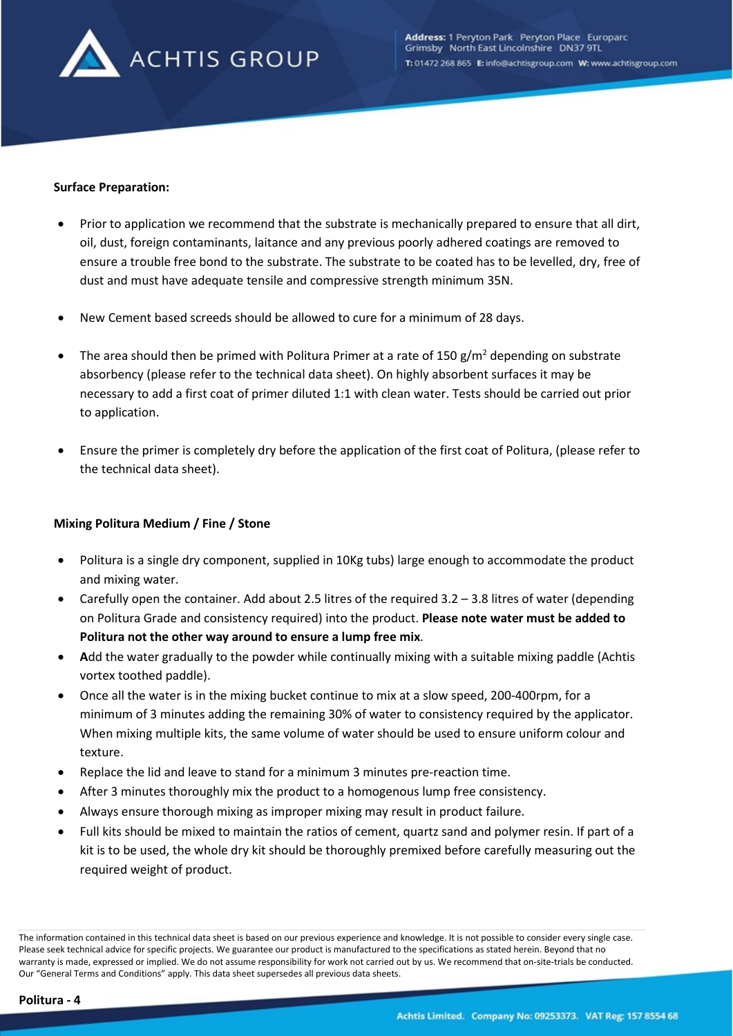**Surface Preparation:**

- Prior to application we recommend that the substrate is mechanically prepared to ensure that all dirt, oil, dust, foreign contaminants, laitance and any previous poorly adhered coatings are removed to ensure a trouble free bond to the substrate. The substrate to be coated has to be levelled, dry, free of dust and must have adequate tensile and compressive strength minimum 35N.

- New Cement based screeds should be allowed to cure for a minimum of 28 days.

- The area should then be primed with Politura Primer at a rate of 150 g/m$^2$ depending on substrate absorbency (please refer to the technical data sheet). On highly absorbent surfaces it may be necessary to add a first coat of primer diluted 1:1 with clean water. Tests should be carried out prior to application.

- Ensure the primer is completely dry before the application of the first coat of Politura, (please refer to the technical data sheet).

**Mixing Politura Medium / Fine / Stone**

- Politura is a single dry component, supplied in 10Kg tubs) large enough to accommodate the product and mixing water.
- Carefully open the container. Add about 2.5 litres of the required 3.2 – 3.8 litres of water (depending on Politura Grade and consistency required) into the product. **Please note water must be added to Politura not the other way around to ensure a lump free mix**.
- **A**dd the water gradually to the powder while continually mixing with a suitable mixing paddle (Achtis vortex toothed paddle).
- Once all the water is in the mixing bucket continue to mix at a slow speed, 200-400rpm, for a minimum of 3 minutes adding the remaining 30% of water to consistency required by the applicator. When mixing multiple kits, the same volume of water should be used to ensure uniform colour and texture.
- Replace the lid and leave to stand for a minimum 3 minutes pre-reaction time.
- After 3 minutes thoroughly mix the product to a homogenous lump free consistency.
- Always ensure thorough mixing as improper mixing may result in product failure.
- Full kits should be mixed to maintain the ratios of cement, quartz sand and polymer resin. If part of a kit is to be used, the whole dry kit should be thoroughly premixed before carefully measuring out the required weight of product.

The information contained in this technical data sheet is based on our previous experience and knowledge. It is not possible to consider every single case. Please seek technical advice for specific projects. We guarantee our product is manufactured to the specifications as stated herein. Beyond that no warranty is made, expressed or implied. We do not assume responsibility for work not carried out by us. We recommend that on-site-trials be conducted. Our "General Terms and Conditions" apply. This data sheet supersedes all previous data sheets.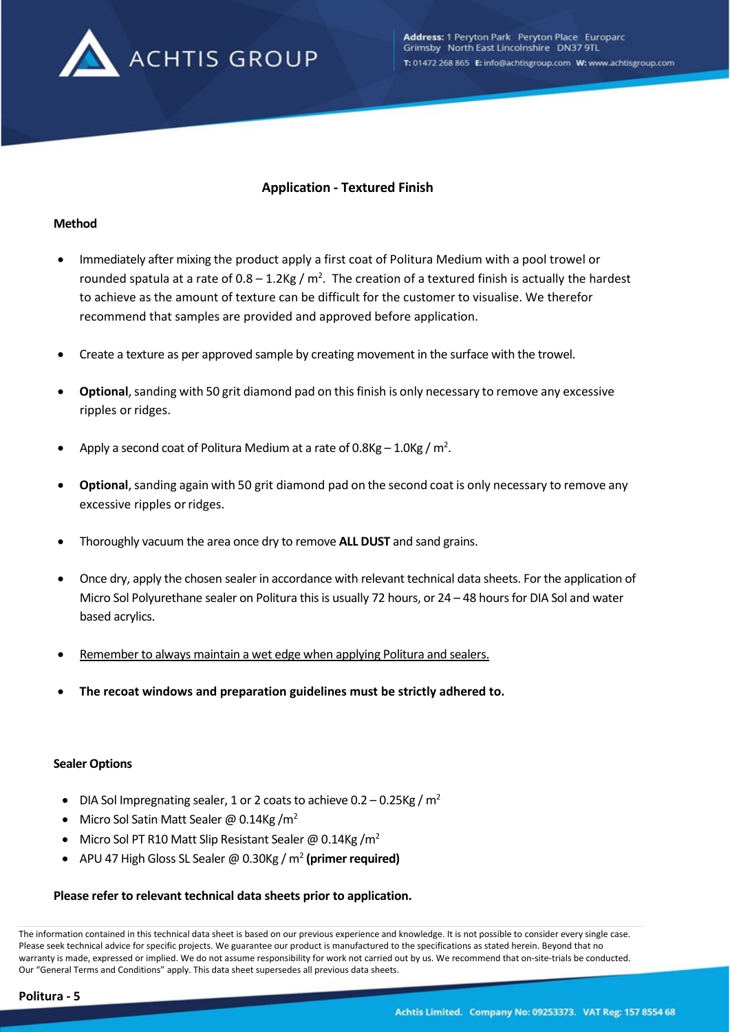## Application - Textured Finish

### Method

- Immediately after mixing the product apply a first coat of Politura Medium with a pool trowel or rounded spatula at a rate of 0.8 – 1.2Kg / m$^2$. The creation of a textured finish is actually the hardest to achieve as the amount of texture can be difficult for the customer to visualise. We therefor recommend that samples are provided and approved before application.
- Create a texture as per approved sample by creating movement in the surface with the trowel.
- **Optional**, sanding with 50 grit diamond pad on this finish is only necessary to remove any excessive ripples or ridges.
- Apply a second coat of Politura Medium at a rate of 0.8Kg – 1.0Kg / m$^2$.
- **Optional**, sanding again with 50 grit diamond pad on the second coat is only necessary to remove any excessive ripples or ridges.
- Thoroughly vacuum the area once dry to remove **ALL DUST** and sand grains.
- Once dry, apply the chosen sealer in accordance with relevant technical data sheets. For the application of Micro Sol Polyurethane sealer on Politura this is usually 72 hours, or 24 – 48 hours for DIA Sol and water based acrylics.
- Remember to always maintain a wet edge when applying Politura and sealers.
- **The recoat windows and preparation guidelines must be strictly adhered to.**

### Sealer Options

- DIA Sol Impregnating sealer, 1 or 2 coats to achieve 0.2 – 0.25Kg / m$^2$
- Micro Sol Satin Matt Sealer @ 0.14Kg /m$^2$
- Micro Sol PT R10 Matt Slip Resistant Sealer @ 0.14Kg /m$^2$
- APU 47 High Gloss SL Sealer @ 0.30Kg / m$^2$ **(primer required)**

**Please refer to relevant technical data sheets prior to application.**

The information contained in this technical data sheet is based on our previous experience and knowledge. It is not possible to consider every single case. Please seek technical advice for specific projects. We guarantee our product is manufactured to the specifications as stated herein. Beyond that no warranty is made, expressed or implied. We do not assume responsibility for work not carried out by us. We recommend that on-site-trials be conducted. Our "General Terms and Conditions" apply. This data sheet supersedes all previous data sheets.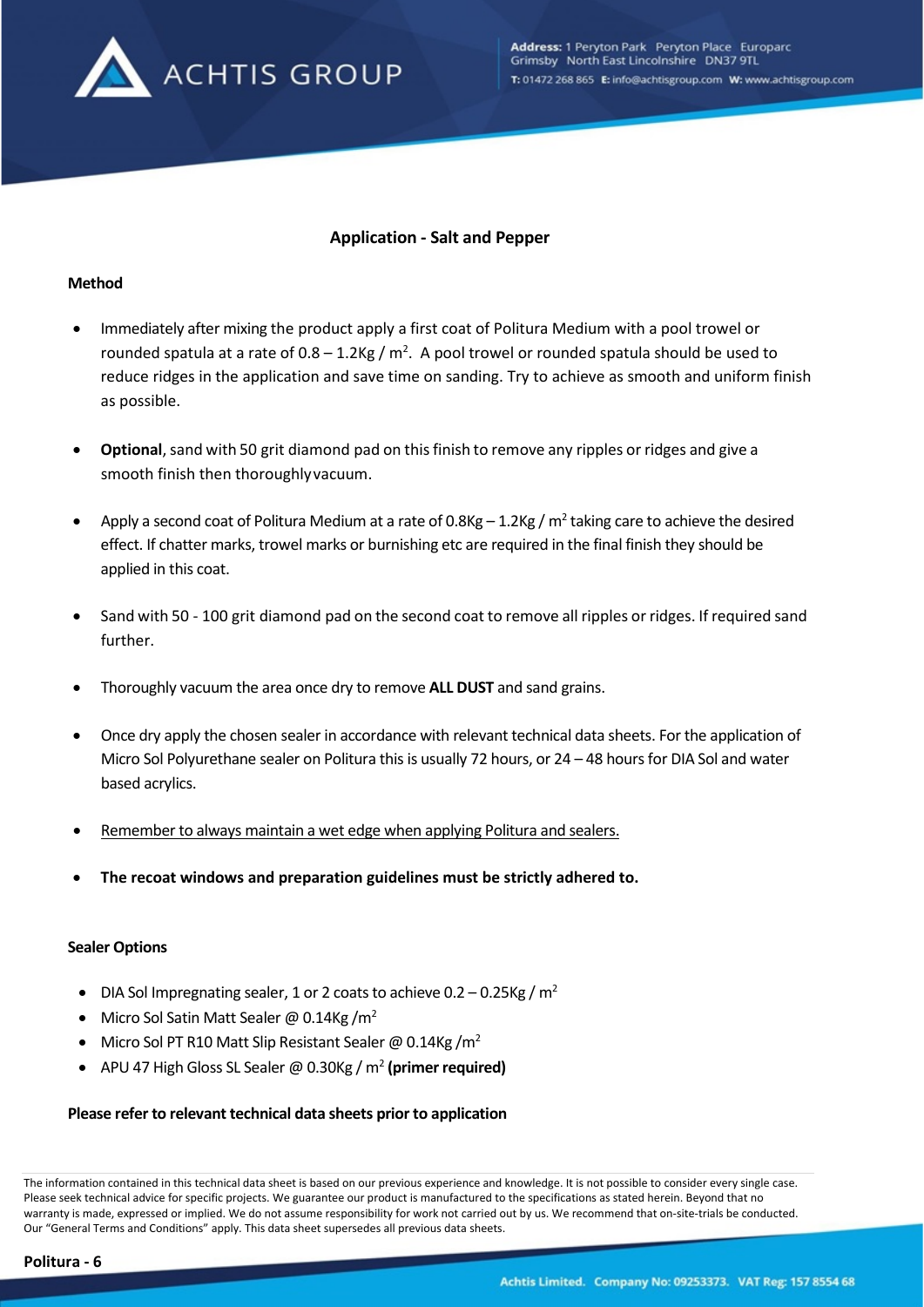## Application - Salt and Pepper

**Method**

- Immediately after mixing the product apply a first coat of Politura Medium with a pool trowel or rounded spatula at a rate of 0.8 – 1.2Kg / m$^2$. A pool trowel or rounded spatula should be used to reduce ridges in the application and save time on sanding. Try to achieve as smooth and uniform finish as possible.

- **Optional**, sand with 50 grit diamond pad on this finish to remove any ripples or ridges and give a smooth finish then thoroughly vacuum.

- Apply a second coat of Politura Medium at a rate of 0.8Kg – 1.2Kg / m$^2$ taking care to achieve the desired effect. If chatter marks, trowel marks or burnishing etc are required in the final finish they should be applied in this coat.

- Sand with 50 - 100 grit diamond pad on the second coat to remove all ripples or ridges. If required sand further.

- Thoroughly vacuum the area once dry to remove **ALL DUST** and sand grains.

- Once dry apply the chosen sealer in accordance with relevant technical data sheets. For the application of Micro Sol Polyurethane sealer on Politura this is usually 72 hours, or 24 – 48 hours for DIA Sol and water based acrylics.

- <u>Remember to always maintain a wet edge when applying Politura and sealers.</u>

- **The recoat windows and preparation guidelines must be strictly adhered to.**

**Sealer Options**

- DIA Sol Impregnating sealer, 1 or 2 coats to achieve 0.2 – 0.25Kg / m$^2$
- Micro Sol Satin Matt Sealer @ 0.14Kg /m$^2$
- Micro Sol PT R10 Matt Slip Resistant Sealer @ 0.14Kg /m$^2$
- APU 47 High Gloss SL Sealer @ 0.30Kg / m$^2$ **(primer required)**

**Please refer to relevant technical data sheets prior to application**

The information contained in this technical data sheet is based on our previous experience and knowledge. It is not possible to consider every single case. Please seek technical advice for specific projects. We guarantee our product is manufactured to the specifications as stated herein. Beyond that no warranty is made, expressed or implied. We do not assume responsibility for work not carried out by us. We recommend that on-site-trials be conducted. Our "General Terms and Conditions" apply. This data sheet supersedes all previous data sheets.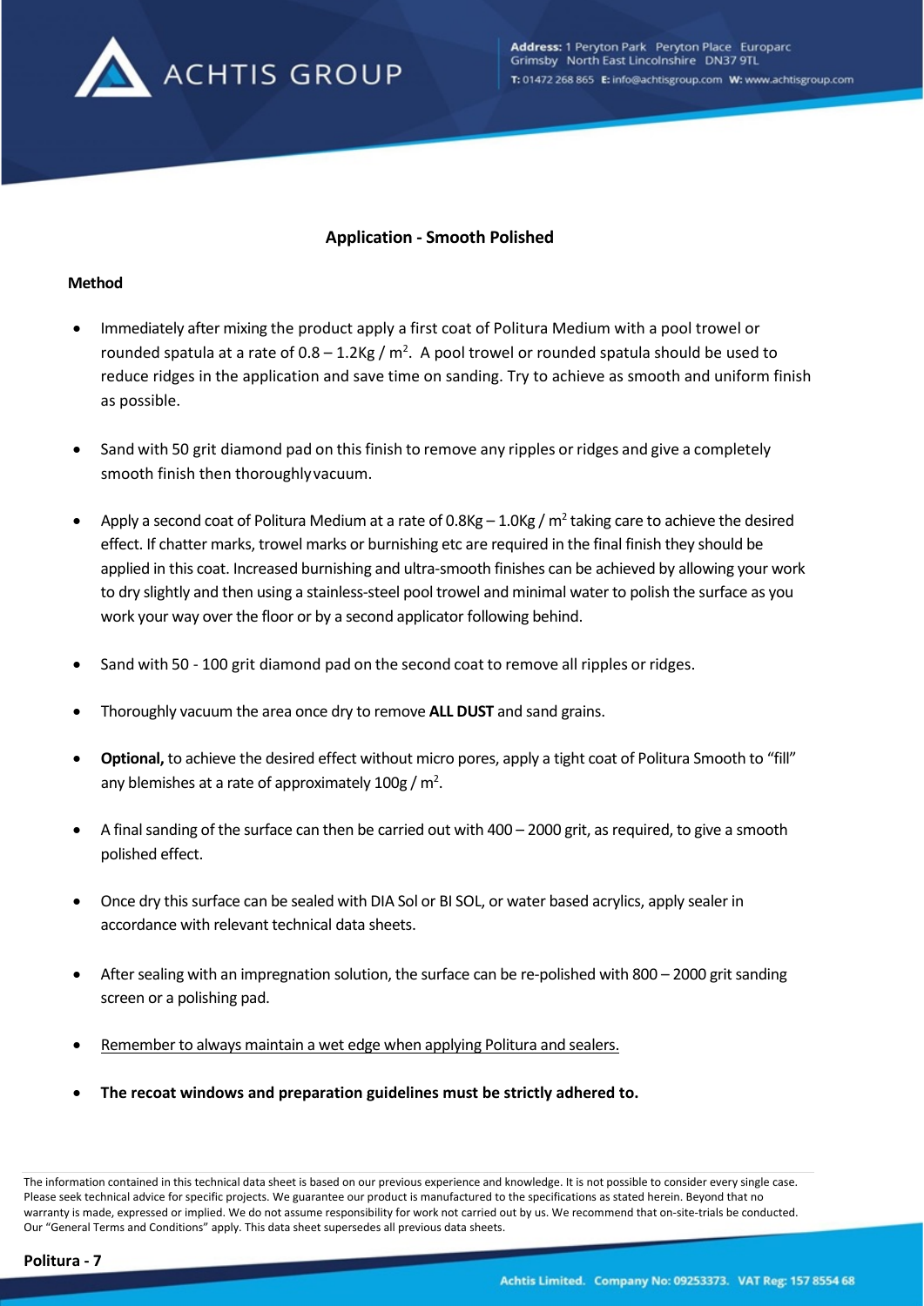## Application - Smooth Polished

### Method

- Immediately after mixing the product apply a first coat of Politura Medium with a pool trowel or rounded spatula at a rate of 0.8 – 1.2Kg / m$^2$. A pool trowel or rounded spatula should be used to reduce ridges in the application and save time on sanding. Try to achieve as smooth and uniform finish as possible.

- Sand with 50 grit diamond pad on this finish to remove any ripples or ridges and give a completely smooth finish then thoroughly vacuum.

- Apply a second coat of Politura Medium at a rate of 0.8Kg – 1.0Kg / m$^2$ taking care to achieve the desired effect. If chatter marks, trowel marks or burnishing etc are required in the final finish they should be applied in this coat. Increased burnishing and ultra-smooth finishes can be achieved by allowing your work to dry slightly and then using a stainless-steel pool trowel and minimal water to polish the surface as you work your way over the floor or by a second applicator following behind.

- Sand with 50 - 100 grit diamond pad on the second coat to remove all ripples or ridges.

- Thoroughly vacuum the area once dry to remove **ALL DUST** and sand grains.

- **Optional,** to achieve the desired effect without micro pores, apply a tight coat of Politura Smooth to "fill" any blemishes at a rate of approximately 100g / m$^2$.

- A final sanding of the surface can then be carried out with 400 – 2000 grit, as required, to give a smooth polished effect.

- Once dry this surface can be sealed with DIA Sol or BI SOL, or water based acrylics, apply sealer in accordance with relevant technical data sheets.

- After sealing with an impregnation solution, the surface can be re-polished with 800 – 2000 grit sanding screen or a polishing pad.

- <u>Remember to always maintain a wet edge when applying Politura and sealers.</u>

- **The recoat windows and preparation guidelines must be strictly adhered to.**

The information contained in this technical data sheet is based on our previous experience and knowledge. It is not possible to consider every single case. Please seek technical advice for specific projects. We guarantee our product is manufactured to the specifications as stated herein. Beyond that no warranty is made, expressed or implied. We do not assume responsibility for work not carried out by us. We recommend that on-site-trials be conducted. Our "General Terms and Conditions" apply. This data sheet supersedes all previous data sheets.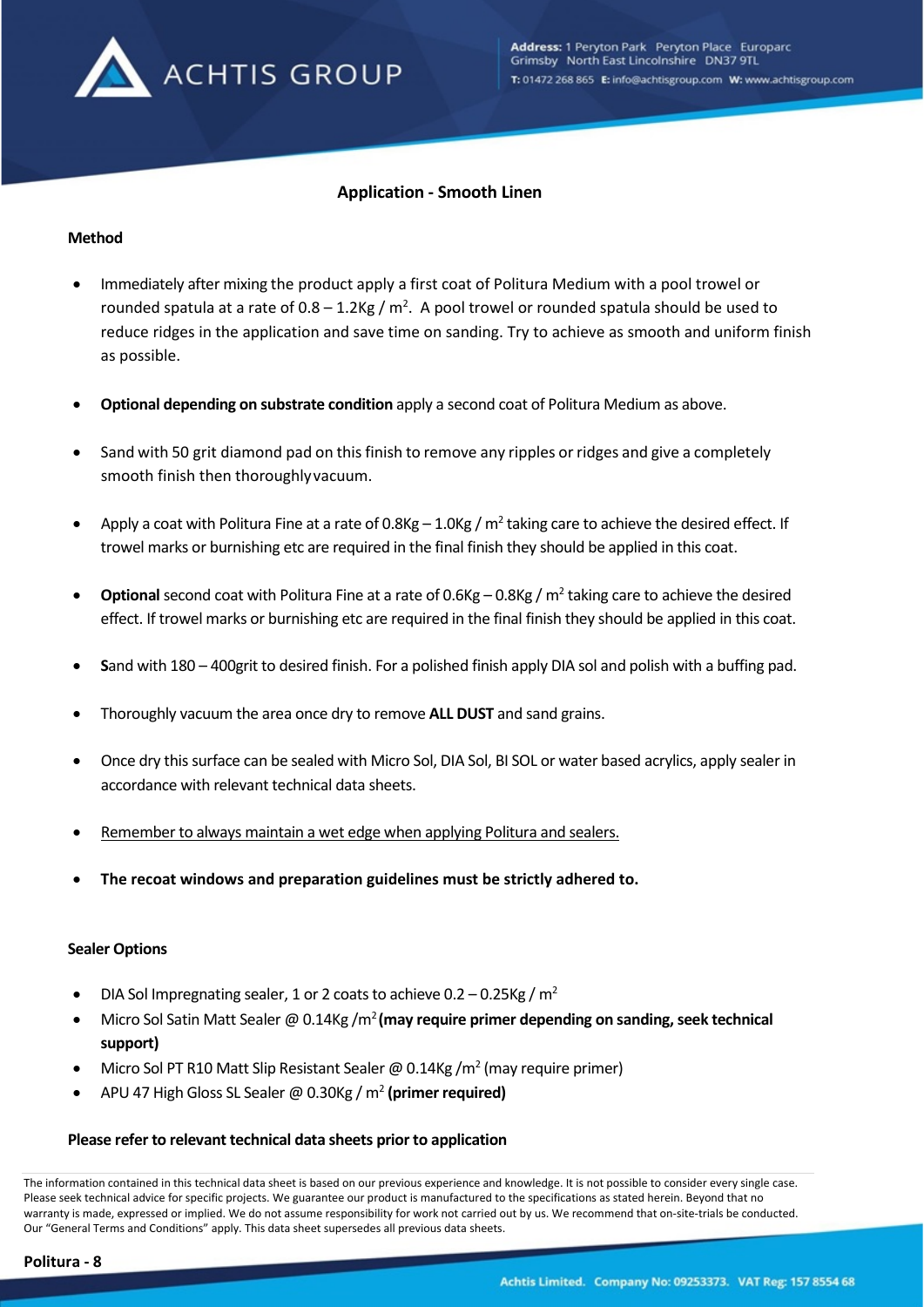## Application - Smooth Linen

### Method

- Immediately after mixing the product apply a first coat of Politura Medium with a pool trowel or rounded spatula at a rate of 0.8 – 1.2Kg / m$^2$. A pool trowel or rounded spatula should be used to reduce ridges in the application and save time on sanding. Try to achieve as smooth and uniform finish as possible.
- **Optional depending on substrate condition** apply a second coat of Politura Medium as above.
- Sand with 50 grit diamond pad on this finish to remove any ripples or ridges and give a completely smooth finish then thoroughly vacuum.
- Apply a coat with Politura Fine at a rate of 0.8Kg – 1.0Kg / m$^2$ taking care to achieve the desired effect. If trowel marks or burnishing etc are required in the final finish they should be applied in this coat.
- **Optional** second coat with Politura Fine at a rate of 0.6Kg – 0.8Kg / m$^2$ taking care to achieve the desired effect. If trowel marks or burnishing etc are required in the final finish they should be applied in this coat.
- **S**and with 180 – 400grit to desired finish. For a polished finish apply DIA sol and polish with a buffing pad.
- Thoroughly vacuum the area once dry to remove **ALL DUST** and sand grains.
- Once dry this surface can be sealed with Micro Sol, DIA Sol, BI SOL or water based acrylics, apply sealer in accordance with relevant technical data sheets.
- <u>Remember to always maintain a wet edge when applying Politura and sealers.</u>
- **The recoat windows and preparation guidelines must be strictly adhered to.**

### Sealer Options

- DIA Sol Impregnating sealer, 1 or 2 coats to achieve 0.2 – 0.25Kg / m$^2$
- Micro Sol Satin Matt Sealer @ 0.14Kg /m$^2$ **(may require primer depending on sanding, seek technical support)**
- Micro Sol PT R10 Matt Slip Resistant Sealer @ 0.14Kg /m$^2$ (may require primer)
- APU 47 High Gloss SL Sealer @ 0.30Kg / m$^2$ **(primer required)**

**Please refer to relevant technical data sheets prior to application**

The information contained in this technical data sheet is based on our previous experience and knowledge. It is not possible to consider every single case. Please seek technical advice for specific projects. We guarantee our product is manufactured to the specifications as stated herein. Beyond that no warranty is made, expressed or implied. We do not assume responsibility for work not carried out by us. We recommend that on-site-trials be conducted. Our "General Terms and Conditions" apply. This data sheet supersedes all previous data sheets.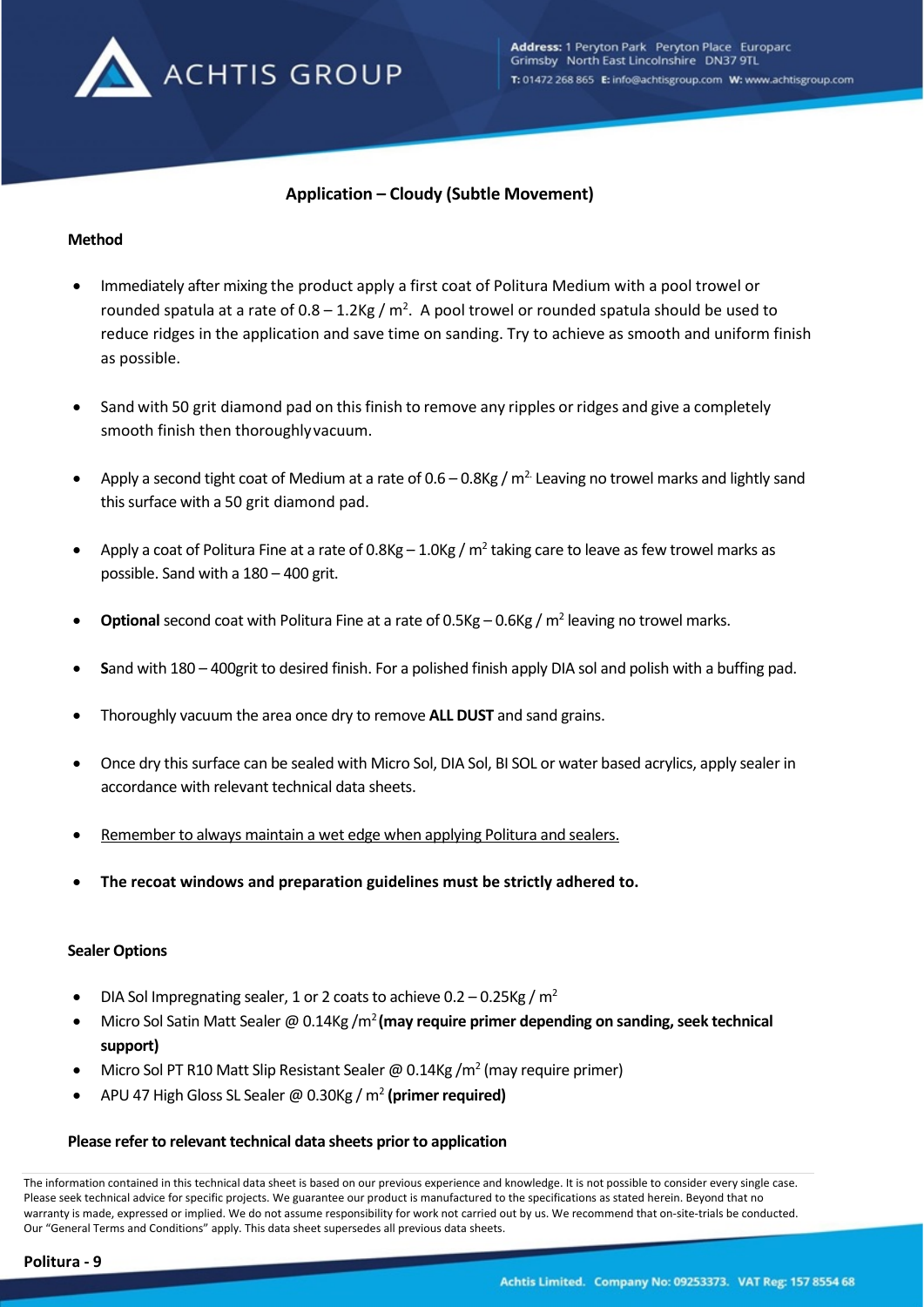## Application – Cloudy (Subtle Movement)

### Method

- Immediately after mixing the product apply a first coat of Politura Medium with a pool trowel or rounded spatula at a rate of 0.8 – 1.2Kg / m$^2$. A pool trowel or rounded spatula should be used to reduce ridges in the application and save time on sanding. Try to achieve as smooth and uniform finish as possible.

- Sand with 50 grit diamond pad on this finish to remove any ripples or ridges and give a completely smooth finish then thoroughly vacuum.

- Apply a second tight coat of Medium at a rate of 0.6 – 0.8Kg / m$^2$. Leaving no trowel marks and lightly sand this surface with a 50 grit diamond pad.

- Apply a coat of Politura Fine at a rate of 0.8Kg – 1.0Kg / m$^2$ taking care to leave as few trowel marks as possible. Sand with a 180 – 400 grit.

- **Optional** second coat with Politura Fine at a rate of 0.5Kg – 0.6Kg / m$^2$ leaving no trowel marks.

- **S**and with 180 – 400grit to desired finish. For a polished finish apply DIA sol and polish with a buffing pad.

- Thoroughly vacuum the area once dry to remove **ALL DUST** and sand grains.

- Once dry this surface can be sealed with Micro Sol, DIA Sol, BI SOL or water based acrylics, apply sealer in accordance with relevant technical data sheets.

- <u>Remember to always maintain a wet edge when applying Politura and sealers.</u>

- **The recoat windows and preparation guidelines must be strictly adhered to.**

### Sealer Options

- DIA Sol Impregnating sealer, 1 or 2 coats to achieve 0.2 – 0.25Kg / m$^2$
- Micro Sol Satin Matt Sealer @ 0.14Kg /m$^2$ **(may require primer depending on sanding, seek technical support)**
- Micro Sol PT R10 Matt Slip Resistant Sealer @ 0.14Kg /m$^2$ (may require primer)
- APU 47 High Gloss SL Sealer @ 0.30Kg / m$^2$ **(primer required)**

**Please refer to relevant technical data sheets prior to application**

The information contained in this technical data sheet is based on our previous experience and knowledge. It is not possible to consider every single case. Please seek technical advice for specific projects. We guarantee our product is manufactured to the specifications as stated herein. Beyond that no warranty is made, expressed or implied. We do not assume responsibility for work not carried out by us. We recommend that on-site-trials be conducted. Our "General Terms and Conditions" apply. This data sheet supersedes all previous data sheets.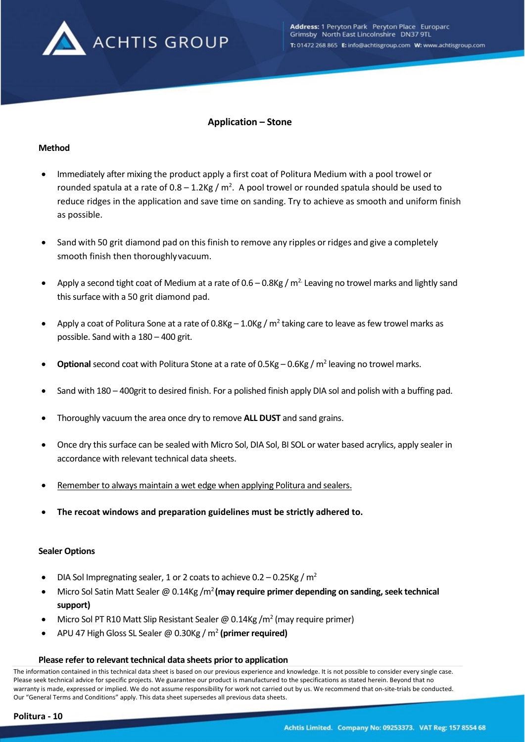## Application – Stone

### Method

- Immediately after mixing the product apply a first coat of Politura Medium with a pool trowel or rounded spatula at a rate of 0.8 – 1.2Kg / m$^2$. A pool trowel or rounded spatula should be used to reduce ridges in the application and save time on sanding. Try to achieve as smooth and uniform finish as possible.

- Sand with 50 grit diamond pad on this finish to remove any ripples or ridges and give a completely smooth finish then thoroughly vacuum.

- Apply a second tight coat of Medium at a rate of 0.6 – 0.8Kg / m$^2$. Leaving no trowel marks and lightly sand this surface with a 50 grit diamond pad.

- Apply a coat of Politura Sone at a rate of 0.8Kg – 1.0Kg / m$^2$ taking care to leave as few trowel marks as possible. Sand with a 180 – 400 grit.

- **Optional** second coat with Politura Stone at a rate of 0.5Kg – 0.6Kg / m$^2$ leaving no trowel marks.

- Sand with 180 – 400grit to desired finish. For a polished finish apply DIA sol and polish with a buffing pad.

- Thoroughly vacuum the area once dry to remove **ALL DUST** and sand grains.

- Once dry this surface can be sealed with Micro Sol, DIA Sol, BI SOL or water based acrylics, apply sealer in accordance with relevant technical data sheets.

- <u>Remember to always maintain a wet edge when applying Politura and sealers.</u>

- **The recoat windows and preparation guidelines must be strictly adhered to.**

### Sealer Options

- DIA Sol Impregnating sealer, 1 or 2 coats to achieve 0.2 – 0.25Kg / m$^2$
- Micro Sol Satin Matt Sealer @ 0.14Kg /m$^2$ **(may require primer depending on sanding, seek technical support)**
- Micro Sol PT R10 Matt Slip Resistant Sealer @ 0.14Kg /m$^2$ (may require primer)
- APU 47 High Gloss SL Sealer @ 0.30Kg / m$^2$ **(primer required)**

**Please refer to relevant technical data sheets prior to application**

The information contained in this technical data sheet is based on our previous experience and knowledge. It is not possible to consider every single case. Please seek technical advice for specific projects. We guarantee our product is manufactured to the specifications as stated herein. Beyond that no warranty is made, expressed or implied. We do not assume responsibility for work not carried out by us. We recommend that on-site-trials be conducted. Our "General Terms and Conditions" apply. This data sheet supersedes all previous data sheets.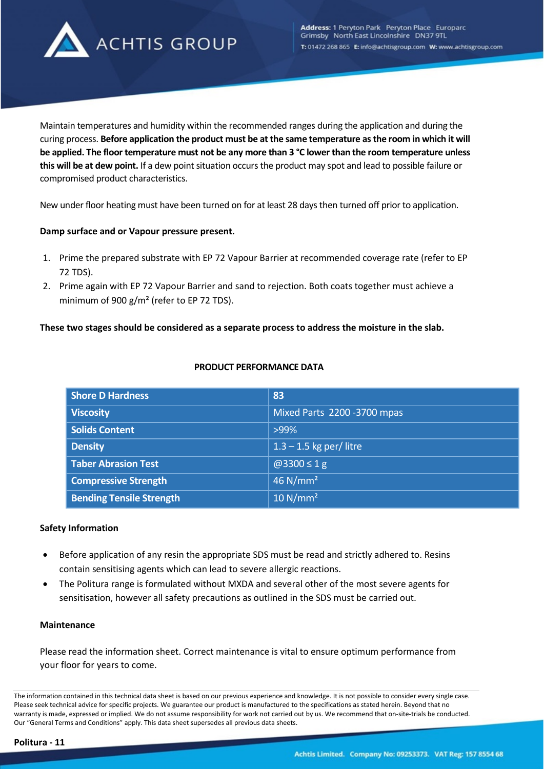Maintain temperatures and humidity within the recommended ranges during the application and during the curing process. **Before application the product must be at the same temperature as the room in which it will be applied. The floor temperature must not be any more than 3 °C lower than the room temperature unless this will be at dew point.** If a dew point situation occurs the product may spot and lead to possible failure or compromised product characteristics.

New under floor heating must have been turned on for at least 28 days then turned off prior to application.

**Damp surface and or Vapour pressure present.**

1. Prime the prepared substrate with EP 72 Vapour Barrier at recommended coverage rate (refer to EP 72 TDS).
2. Prime again with EP 72 Vapour Barrier and sand to rejection. Both coats together must achieve a minimum of 900 g/m² (refer to EP 72 TDS).

**These two stages should be considered as a separate process to address the moisture in the slab.**

**PRODUCT PERFORMANCE DATA**

| | |
|---|---|
| **Shore D Hardness** | **83** |
| **Viscosity** | Mixed Parts 2200 -3700 mpas |
| **Solids Content** | >99% |
| **Density** | 1.3 – 1.5 kg per/ litre |
| **Taber Abrasion Test** | @3300 ≤ 1 g |
| **Compressive Strength** | 46 N/mm² |
| **Bending Tensile Strength** | 10 N/mm² |

**Safety Information**

- Before application of any resin the appropriate SDS must be read and strictly adhered to. Resins contain sensitising agents which can lead to severe allergic reactions.
- The Politura range is formulated without MXDA and several other of the most severe agents for sensitisation, however all safety precautions as outlined in the SDS must be carried out.

**Maintenance**

Please read the information sheet. Correct maintenance is vital to ensure optimum performance from your floor for years to come.

The information contained in this technical data sheet is based on our previous experience and knowledge. It is not possible to consider every single case. Please seek technical advice for specific projects. We guarantee our product is manufactured to the specifications as stated herein. Beyond that no warranty is made, expressed or implied. We do not assume responsibility for work not carried out by us. We recommend that on-site-trials be conducted. Our "General Terms and Conditions" apply. This data sheet supersedes all previous data sheets.